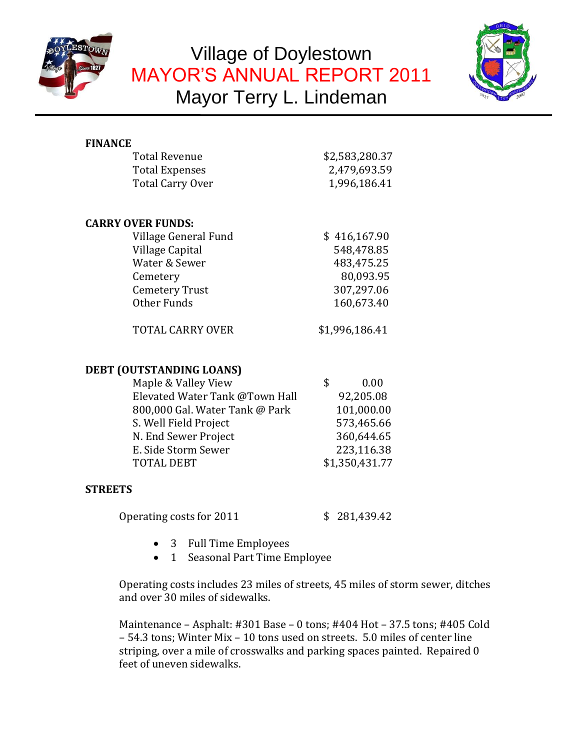# Village of Doylestown
## MAYOR'S ANNUAL REPORT 2011
## Mayor Terry L. Lindeman

**FINANCE**

| | |
|---|---|
| Total Revenue | $2,583,280.37 |
| Total Expenses | 2,479,693.59 |
| Total Carry Over | 1,996,186.41 |

**CARRY OVER FUNDS:**

| | |
|---|---|
| Village General Fund | $ 416,167.90 |
| Village Capital | 548,478.85 |
| Water & Sewer | 483,475.25 |
| Cemetery | 80,093.95 |
| Cemetery Trust | 307,297.06 |
| Other Funds | 160,673.40 |
| TOTAL CARRY OVER | $1,996,186.41 |

**DEBT (OUTSTANDING LOANS)**

| | |
|---|---|
| Maple & Valley View | $ 0.00 |
| Elevated Water Tank @Town Hall | 92,205.08 |
| 800,000 Gal. Water Tank @ Park | 101,000.00 |
| S. Well Field Project | 573,465.66 |
| N. End Sewer Project | 360,644.65 |
| E. Side Storm Sewer | 223,116.38 |
| TOTAL DEBT | $1,350,431.77 |

**STREETS**

Operating costs for 2011 $ 281,439.42

- 3 Full Time Employees
- 1 Seasonal Part Time Employee

Operating costs includes 23 miles of streets, 45 miles of storm sewer, ditches and over 30 miles of sidewalks.

Maintenance – Asphalt: #301 Base – 0 tons; #404 Hot – 37.5 tons; #405 Cold – 54.3 tons; Winter Mix – 10 tons used on streets. 5.0 miles of center line striping, over a mile of crosswalks and parking spaces painted. Repaired 0 feet of uneven sidewalks.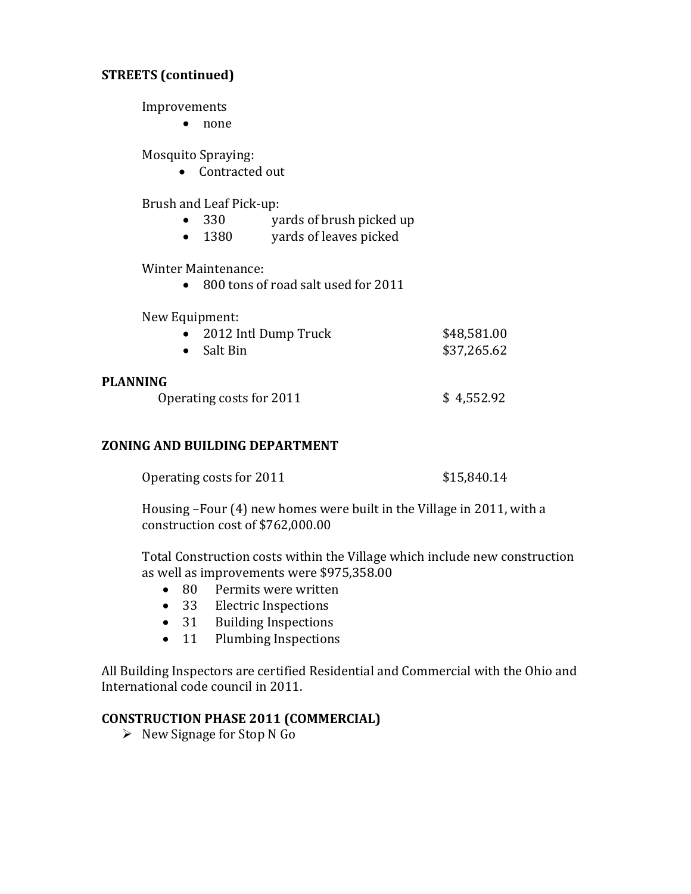**STREETS (continued)**

Improvements

- none

Mosquito Spraying:

- Contracted out

Brush and Leaf Pick-up:

- 330 yards of brush picked up
- 1380 yards of leaves picked

Winter Maintenance:

- 800 tons of road salt used for 2011

New Equipment:

- 2012 Intl Dump Truck $48,581.00
- Salt Bin $37,265.62

**PLANNING**

Operating costs for 2011 $ 4,552.92

**ZONING AND BUILDING DEPARTMENT**

Operating costs for 2011 $15,840.14

Housing –Four (4) new homes were built in the Village in 2011, with a construction cost of $762,000.00

Total Construction costs within the Village which include new construction as well as improvements were $975,358.00

- 80 Permits were written
- 33 Electric Inspections
- 31 Building Inspections
- 11 Plumbing Inspections

All Building Inspectors are certified Residential and Commercial with the Ohio and International code council in 2011.

**CONSTRUCTION PHASE 2011 (COMMERCIAL)**

- New Signage for Stop N Go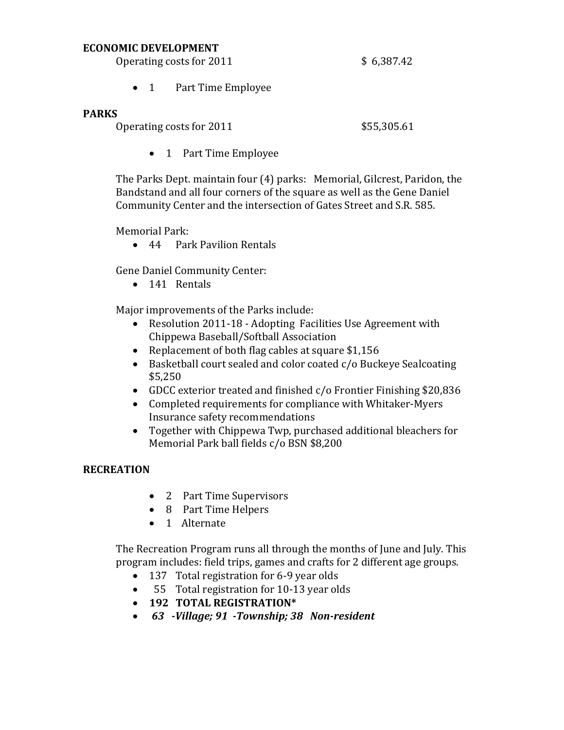**ECONOMIC DEVELOPMENT**

Operating costs for 2011 $ 6,387.42

- 1 Part Time Employee

**PARKS**

Operating costs for 2011 $55,305.61

- 1 Part Time Employee

The Parks Dept. maintain four (4) parks: Memorial, Gilcrest, Paridon, the Bandstand and all four corners of the square as well as the Gene Daniel Community Center and the intersection of Gates Street and S.R. 585.

Memorial Park:

- 44 Park Pavilion Rentals

Gene Daniel Community Center:

- 141 Rentals

Major improvements of the Parks include:

- Resolution 2011-18 - Adopting Facilities Use Agreement with Chippewa Baseball/Softball Association
- Replacement of both flag cables at square $1,156
- Basketball court sealed and color coated c/o Buckeye Sealcoating $5,250
- GDCC exterior treated and finished c/o Frontier Finishing $20,836
- Completed requirements for compliance with Whitaker-Myers Insurance safety recommendations
- Together with Chippewa Twp, purchased additional bleachers for Memorial Park ball fields c/o BSN $8,200

**RECREATION**

- 2 Part Time Supervisors
- 8 Part Time Helpers
- 1 Alternate

The Recreation Program runs all through the months of June and July. This program includes: field trips, games and crafts for 2 different age groups.

- 137 Total registration for 6-9 year olds
- 55 Total registration for 10-13 year olds
- **192 TOTAL REGISTRATION***
- ***63 -Village; 91 -Township; 38 Non-resident***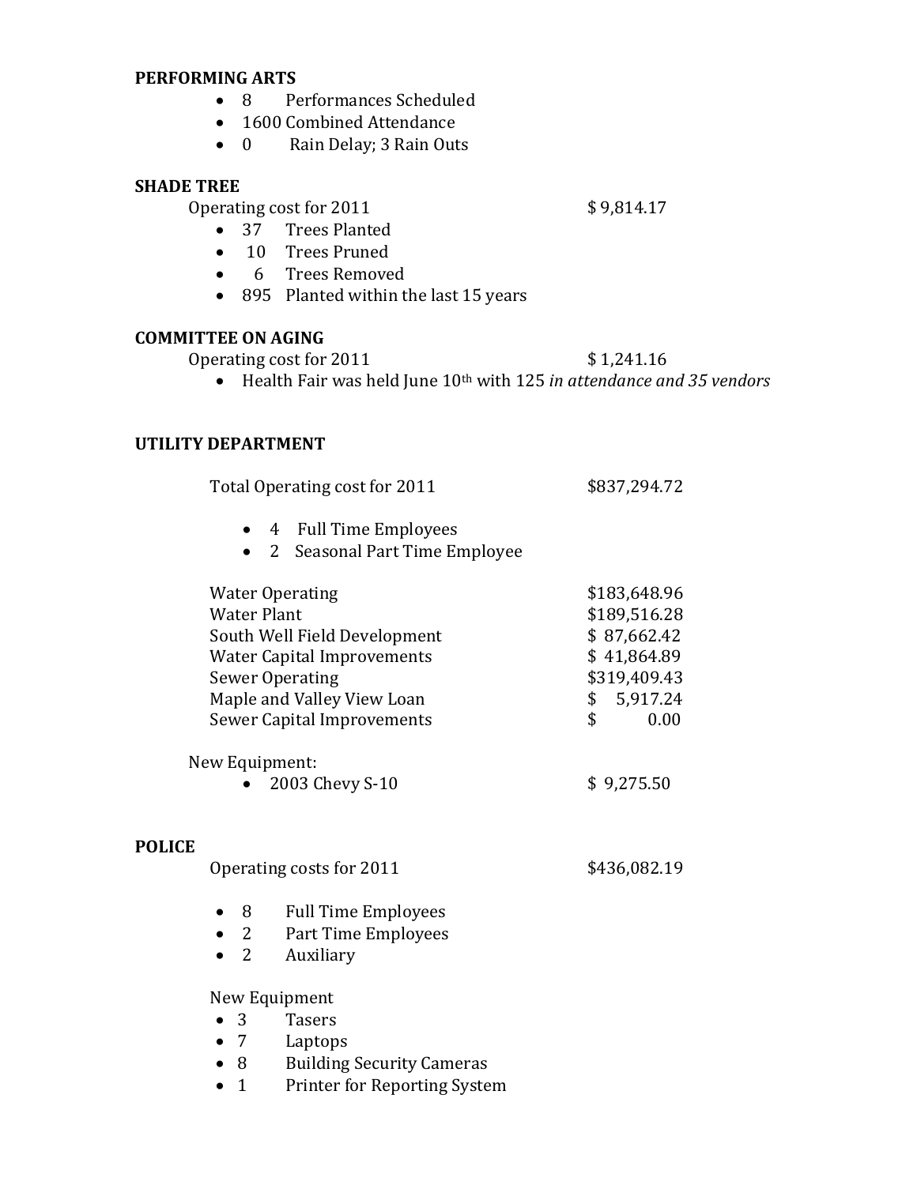**PERFORMING ARTS**

- 8 Performances Scheduled
- 1600 Combined Attendance
- 0 Rain Delay; 3 Rain Outs

**SHADE TREE**

| | |
|---|---|
| Operating cost for 2011 | $ 9,814.17 |

- 37 Trees Planted
- 10 Trees Pruned
- 6 Trees Removed
- 895 Planted within the last 15 years

**COMMITTEE ON AGING**

| | |
|---|---|
| Operating cost for 2011 | $ 1,241.16 |

- Health Fair was held June 10th with 125 *in attendance and 35 vendors*

**UTILITY DEPARTMENT**

| | |
|---|---|
| Total Operating cost for 2011 | $837,294.72 |

- 4 Full Time Employees
- 2 Seasonal Part Time Employee

| | |
|---|---|
| Water Operating | $183,648.96 |
| Water Plant | $189,516.28 |
| South Well Field Development | $ 87,662.42 |
| Water Capital Improvements | $ 41,864.89 |
| Sewer Operating | $319,409.43 |
| Maple and Valley View Loan | $ 5,917.24 |
| Sewer Capital Improvements | $ 0.00 |

New Equipment:

| | |
|---|---|
| • 2003 Chevy S-10 | $ 9,275.50 |

**POLICE**

| | |
|---|---|
| Operating costs for 2011 | $436,082.19 |

- 8 Full Time Employees
- 2 Part Time Employees
- 2 Auxiliary

New Equipment

- 3 Tasers
- 7 Laptops
- 8 Building Security Cameras
- 1 Printer for Reporting System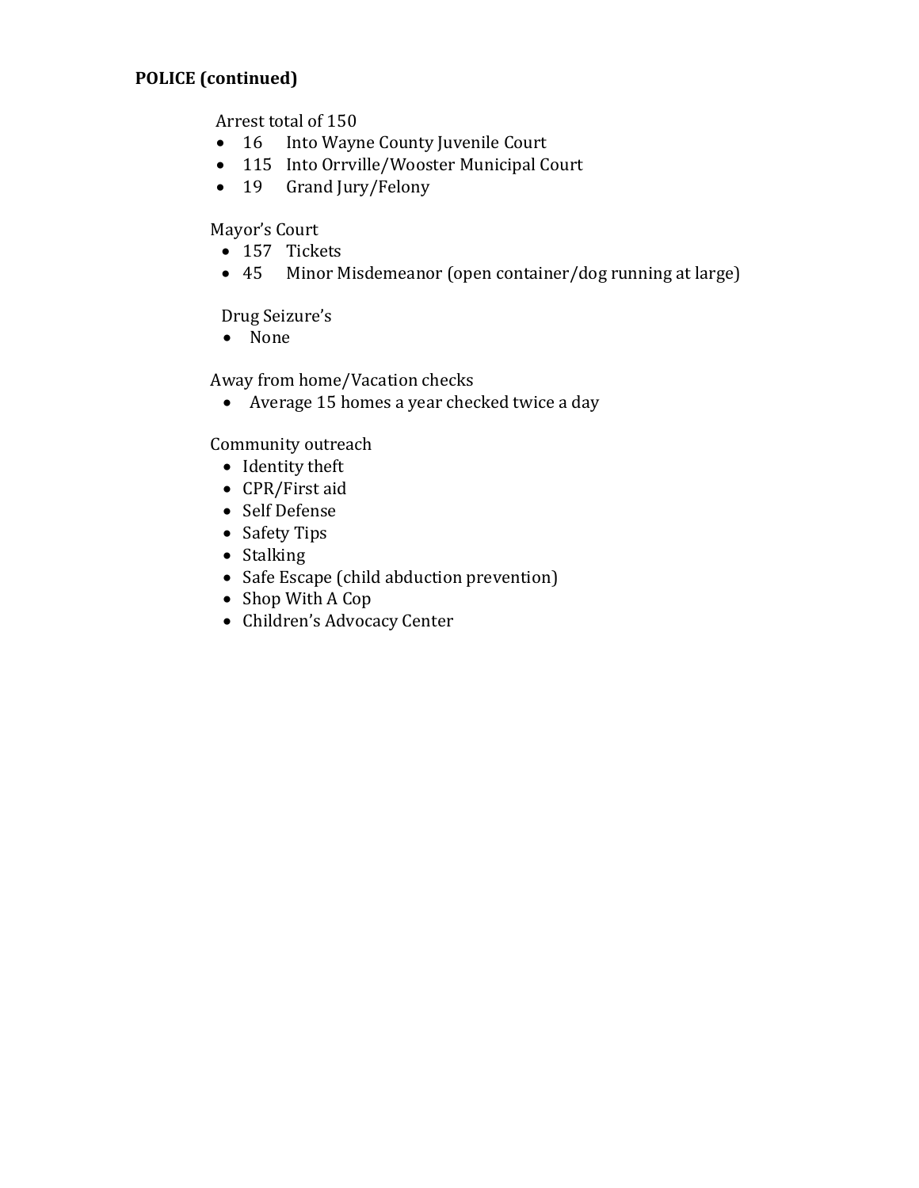**POLICE (continued)**

Arrest total of 150

- 16 Into Wayne County Juvenile Court
- 115 Into Orrville/Wooster Municipal Court
- 19 Grand Jury/Felony

Mayor's Court

- 157 Tickets
- 45 Minor Misdemeanor (open container/dog running at large)

Drug Seizure's

- None

Away from home/Vacation checks

- Average 15 homes a year checked twice a day

Community outreach

- Identity theft
- CPR/First aid
- Self Defense
- Safety Tips
- Stalking
- Safe Escape (child abduction prevention)
- Shop With A Cop
- Children's Advocacy Center